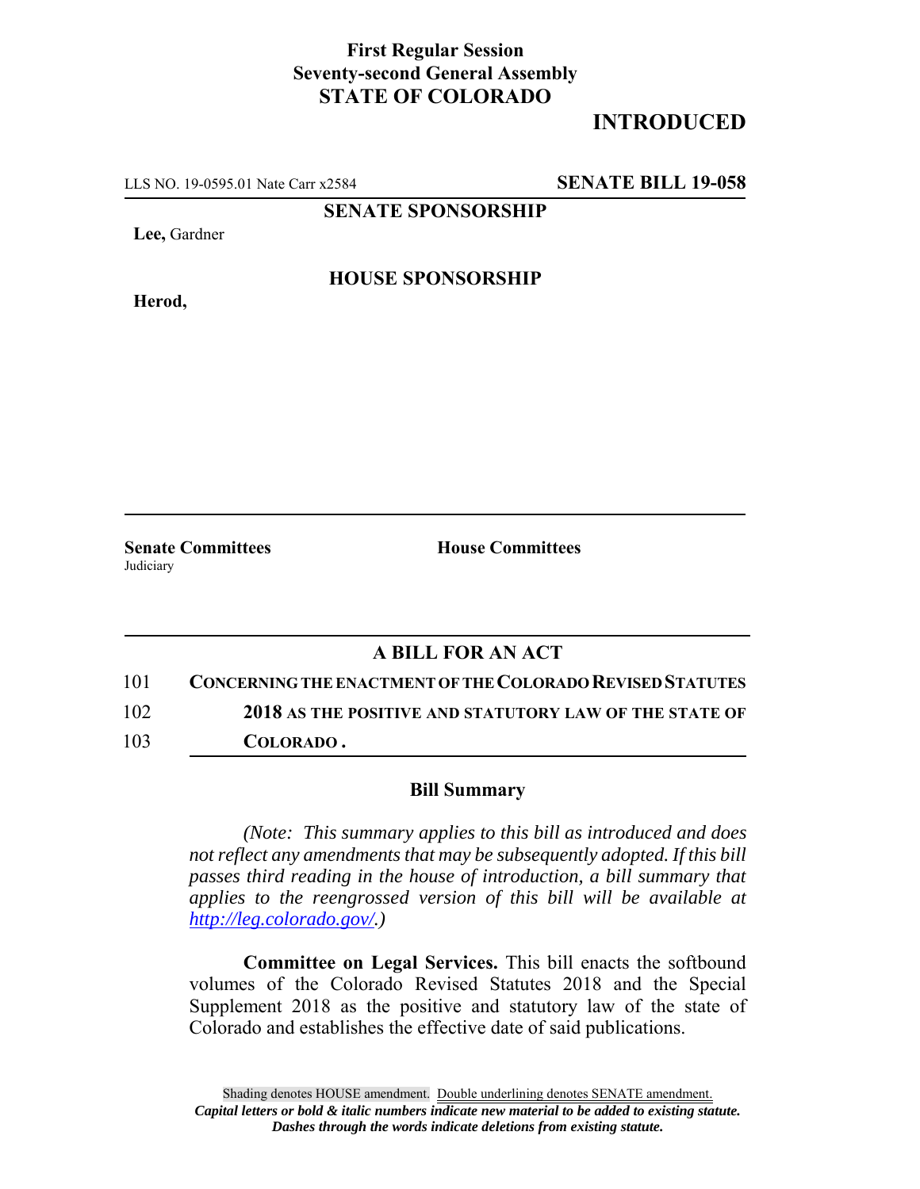**First Regular Session**
**Seventy-second General Assembly**
**STATE OF COLORADO**

# INTRODUCED

LLS NO. 19-0595.01 Nate Carr x2584 **SENATE BILL 19-058**

**SENATE SPONSORSHIP**

**Lee,** Gardner

**HOUSE SPONSORSHIP**

**Herod,**

**Senate Committees**
Judiciary

**House Committees**

## A BILL FOR AN ACT

101 **CONCERNING THE ENACTMENT OF THE COLORADO REVISED STATUTES**
102 **2018 AS THE POSITIVE AND STATUTORY LAW OF THE STATE OF**
103 **COLORADO.**

### Bill Summary

*(Note: This summary applies to this bill as introduced and does not reflect any amendments that may be subsequently adopted. If this bill passes third reading in the house of introduction, a bill summary that applies to the reengrossed version of this bill will be available at http://leg.colorado.gov/.)*

**Committee on Legal Services.** This bill enacts the softbound volumes of the Colorado Revised Statutes 2018 and the Special Supplement 2018 as the positive and statutory law of the state of Colorado and establishes the effective date of said publications.

Shading denotes HOUSE amendment. Double underlining denotes SENATE amendment.
*Capital letters or bold & italic numbers indicate new material to be added to existing statute.*
*Dashes through the words indicate deletions from existing statute.*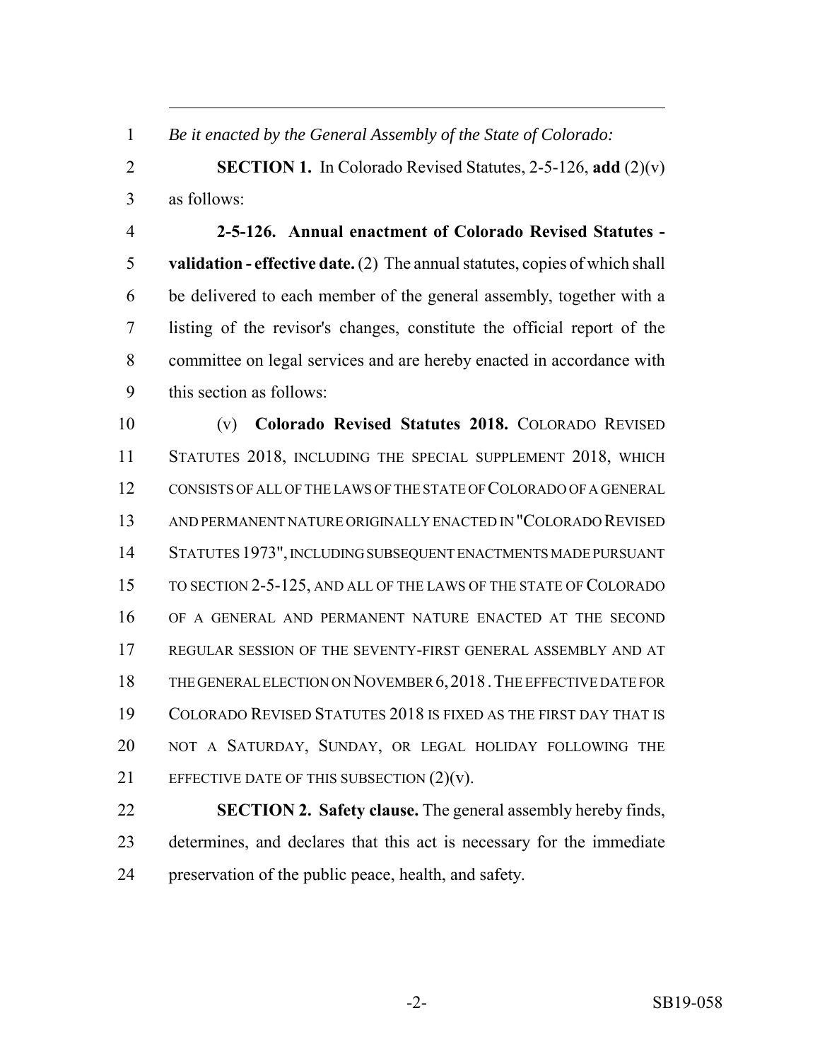*Be it enacted by the General Assembly of the State of Colorado:*

**SECTION 1.** In Colorado Revised Statutes, 2-5-126, **add** (2)(v) as follows:

**2-5-126. Annual enactment of Colorado Revised Statutes - validation - effective date.** (2) The annual statutes, copies of which shall be delivered to each member of the general assembly, together with a listing of the revisor's changes, constitute the official report of the committee on legal services and are hereby enacted in accordance with this section as follows:

(v) **Colorado Revised Statutes 2018.** COLORADO REVISED STATUTES 2018, INCLUDING THE SPECIAL SUPPLEMENT 2018, WHICH CONSISTS OF ALL OF THE LAWS OF THE STATE OF COLORADO OF A GENERAL AND PERMANENT NATURE ORIGINALLY ENACTED IN "COLORADO REVISED STATUTES 1973", INCLUDING SUBSEQUENT ENACTMENTS MADE PURSUANT TO SECTION 2-5-125, AND ALL OF THE LAWS OF THE STATE OF COLORADO OF A GENERAL AND PERMANENT NATURE ENACTED AT THE SECOND REGULAR SESSION OF THE SEVENTY-FIRST GENERAL ASSEMBLY AND AT THE GENERAL ELECTION ON NOVEMBER 6, 2018 . THE EFFECTIVE DATE FOR COLORADO REVISED STATUTES 2018 IS FIXED AS THE FIRST DAY THAT IS NOT A SATURDAY, SUNDAY, OR LEGAL HOLIDAY FOLLOWING THE EFFECTIVE DATE OF THIS SUBSECTION (2)(v).

**SECTION 2. Safety clause.** The general assembly hereby finds, determines, and declares that this act is necessary for the immediate preservation of the public peace, health, and safety.